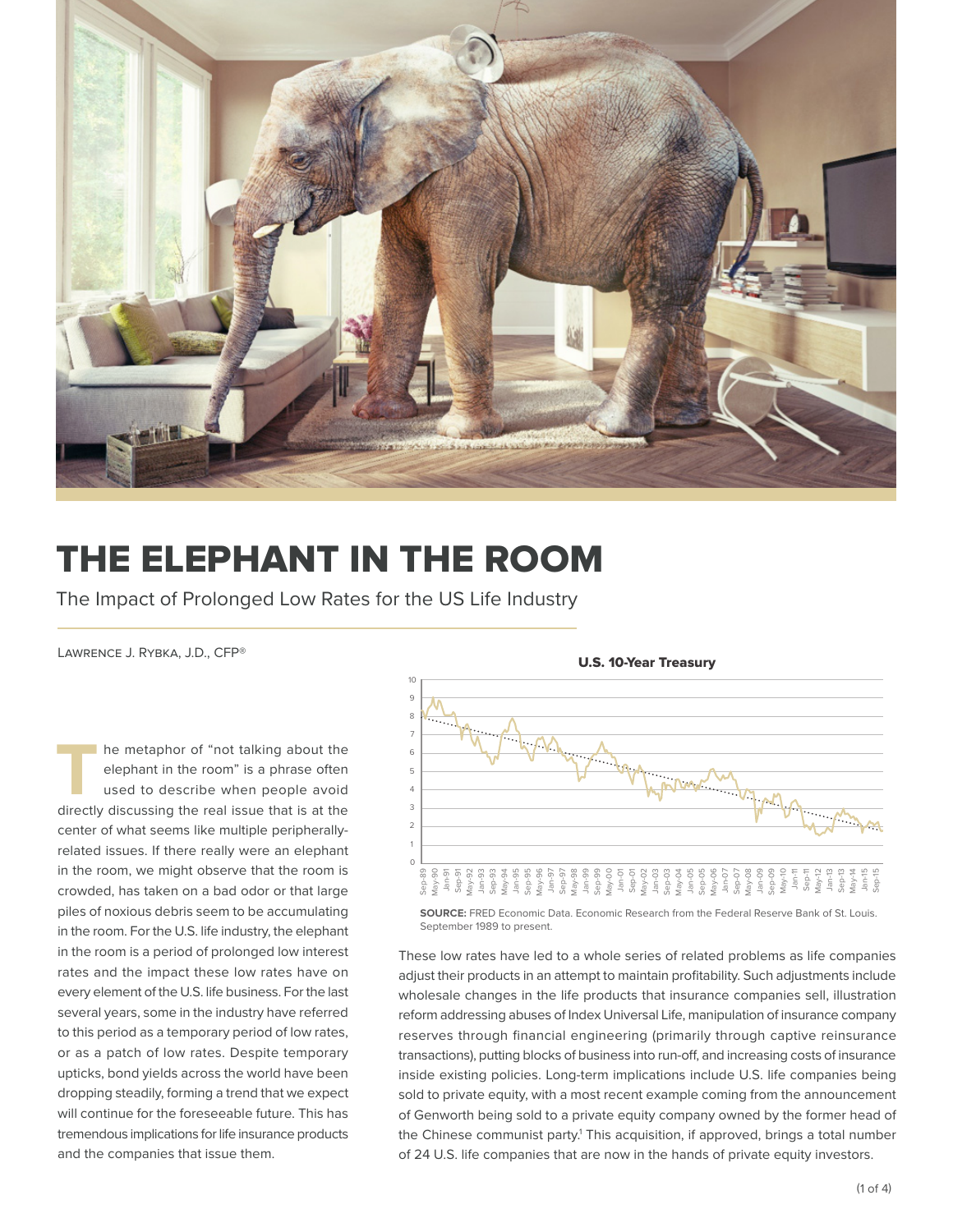# THE ELEPHANT IN THE ROOM

The Impact of Prolonged Low Rates for the US Life Industry

Lawrence J. Rybka, J.D., CFP®

The metaphor of "not talking about the elephant in the room" is a phrase often used to describe when people avoid directly discussing the real issue that is at the center of what seems like multiple peripherally-related issues. If there really were an elephant in the room, we might observe that the room is crowded, has taken on a bad odor or that large piles of noxious debris seem to be accumulating in the room. For the U.S. life industry, the elephant in the room is a period of prolonged low interest rates and the impact these low rates have on every element of the U.S. life business. For the last several years, some in the industry have referred to this period as a temporary period of low rates, or as a patch of low rates. Despite temporary upticks, bond yields across the world have been dropping steadily, forming a trend that we expect will continue for the foreseeable future. This has tremendous implications for life insurance products and the companies that issue them.

**U.S. 10-Year Treasury**

**SOURCE:** FRED Economic Data. Economic Research from the Federal Reserve Bank of St. Louis. September 1989 to present.

These low rates have led to a whole series of related problems as life companies adjust their products in an attempt to maintain profitability. Such adjustments include wholesale changes in the life products that insurance companies sell, illustration reform addressing abuses of Index Universal Life, manipulation of insurance company reserves through financial engineering (primarily through captive reinsurance transactions), putting blocks of business into run-off, and increasing costs of insurance inside existing policies. Long-term implications include U.S. life companies being sold to private equity, with a most recent example coming from the announcement of Genworth being sold to a private equity company owned by the former head of the Chinese communist party.[1] This acquisition, if approved, brings a total number of 24 U.S. life companies that are now in the hands of private equity investors.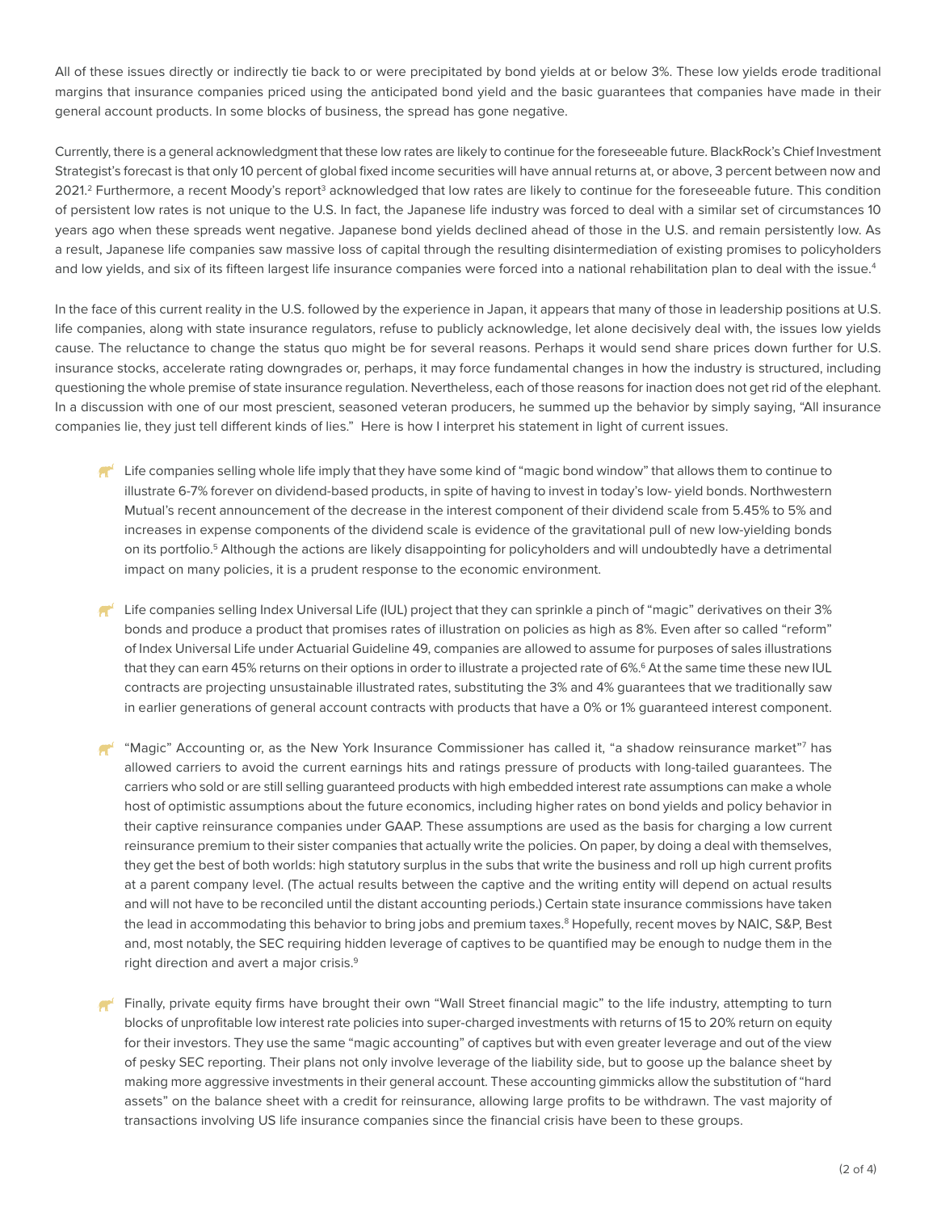All of these issues directly or indirectly tie back to or were precipitated by bond yields at or below 3%. These low yields erode traditional margins that insurance companies priced using the anticipated bond yield and the basic guarantees that companies have made in their general account products. In some blocks of business, the spread has gone negative.

Currently, there is a general acknowledgment that these low rates are likely to continue for the foreseeable future. BlackRock's Chief Investment Strategist's forecast is that only 10 percent of global fixed income securities will have annual returns at, or above, 3 percent between now and 2021.[2] Furthermore, a recent Moody's report[3] acknowledged that low rates are likely to continue for the foreseeable future. This condition of persistent low rates is not unique to the U.S. In fact, the Japanese life industry was forced to deal with a similar set of circumstances 10 years ago when these spreads went negative. Japanese bond yields declined ahead of those in the U.S. and remain persistently low. As a result, Japanese life companies saw massive loss of capital through the resulting disintermediation of existing promises to policyholders and low yields, and six of its fifteen largest life insurance companies were forced into a national rehabilitation plan to deal with the issue.[4]

In the face of this current reality in the U.S. followed by the experience in Japan, it appears that many of those in leadership positions at U.S. life companies, along with state insurance regulators, refuse to publicly acknowledge, let alone decisively deal with, the issues low yields cause. The reluctance to change the status quo might be for several reasons. Perhaps it would send share prices down further for U.S. insurance stocks, accelerate rating downgrades or, perhaps, it may force fundamental changes in how the industry is structured, including questioning the whole premise of state insurance regulation. Nevertheless, each of those reasons for inaction does not get rid of the elephant. In a discussion with one of our most prescient, seasoned veteran producers, he summed up the behavior by simply saying, "All insurance companies lie, they just tell different kinds of lies." Here is how I interpret his statement in light of current issues.

- Life companies selling whole life imply that they have some kind of "magic bond window" that allows them to continue to illustrate 6-7% forever on dividend-based products, in spite of having to invest in today's low- yield bonds. Northwestern Mutual's recent announcement of the decrease in the interest component of their dividend scale from 5.45% to 5% and increases in expense components of the dividend scale is evidence of the gravitational pull of new low-yielding bonds on its portfolio.[5] Although the actions are likely disappointing for policyholders and will undoubtedly have a detrimental impact on many policies, it is a prudent response to the economic environment.

- Life companies selling Index Universal Life (IUL) project that they can sprinkle a pinch of "magic" derivatives on their 3% bonds and produce a product that promises rates of illustration on policies as high as 8%. Even after so called "reform" of Index Universal Life under Actuarial Guideline 49, companies are allowed to assume for purposes of sales illustrations that they can earn 45% returns on their options in order to illustrate a projected rate of 6%.[6] At the same time these new IUL contracts are projecting unsustainable illustrated rates, substituting the 3% and 4% guarantees that we traditionally saw in earlier generations of general account contracts with products that have a 0% or 1% guaranteed interest component.

- "Magic" Accounting or, as the New York Insurance Commissioner has called it, "a shadow reinsurance market"[7] has allowed carriers to avoid the current earnings hits and ratings pressure of products with long-tailed guarantees. The carriers who sold or are still selling guaranteed products with high embedded interest rate assumptions can make a whole host of optimistic assumptions about the future economics, including higher rates on bond yields and policy behavior in their captive reinsurance companies under GAAP. These assumptions are used as the basis for charging a low current reinsurance premium to their sister companies that actually write the policies. On paper, by doing a deal with themselves, they get the best of both worlds: high statutory surplus in the subs that write the business and roll up high current profits at a parent company level. (The actual results between the captive and the writing entity will depend on actual results and will not have to be reconciled until the distant accounting periods.) Certain state insurance commissions have taken the lead in accommodating this behavior to bring jobs and premium taxes.[8] Hopefully, recent moves by NAIC, S&P, Best and, most notably, the SEC requiring hidden leverage of captives to be quantified may be enough to nudge them in the right direction and avert a major crisis.[9]

- Finally, private equity firms have brought their own "Wall Street financial magic" to the life industry, attempting to turn blocks of unprofitable low interest rate policies into super-charged investments with returns of 15 to 20% return on equity for their investors. They use the same "magic accounting" of captives but with even greater leverage and out of the view of pesky SEC reporting. Their plans not only involve leverage of the liability side, but to goose up the balance sheet by making more aggressive investments in their general account. These accounting gimmicks allow the substitution of "hard assets" on the balance sheet with a credit for reinsurance, allowing large profits to be withdrawn. The vast majority of transactions involving US life insurance companies since the financial crisis have been to these groups.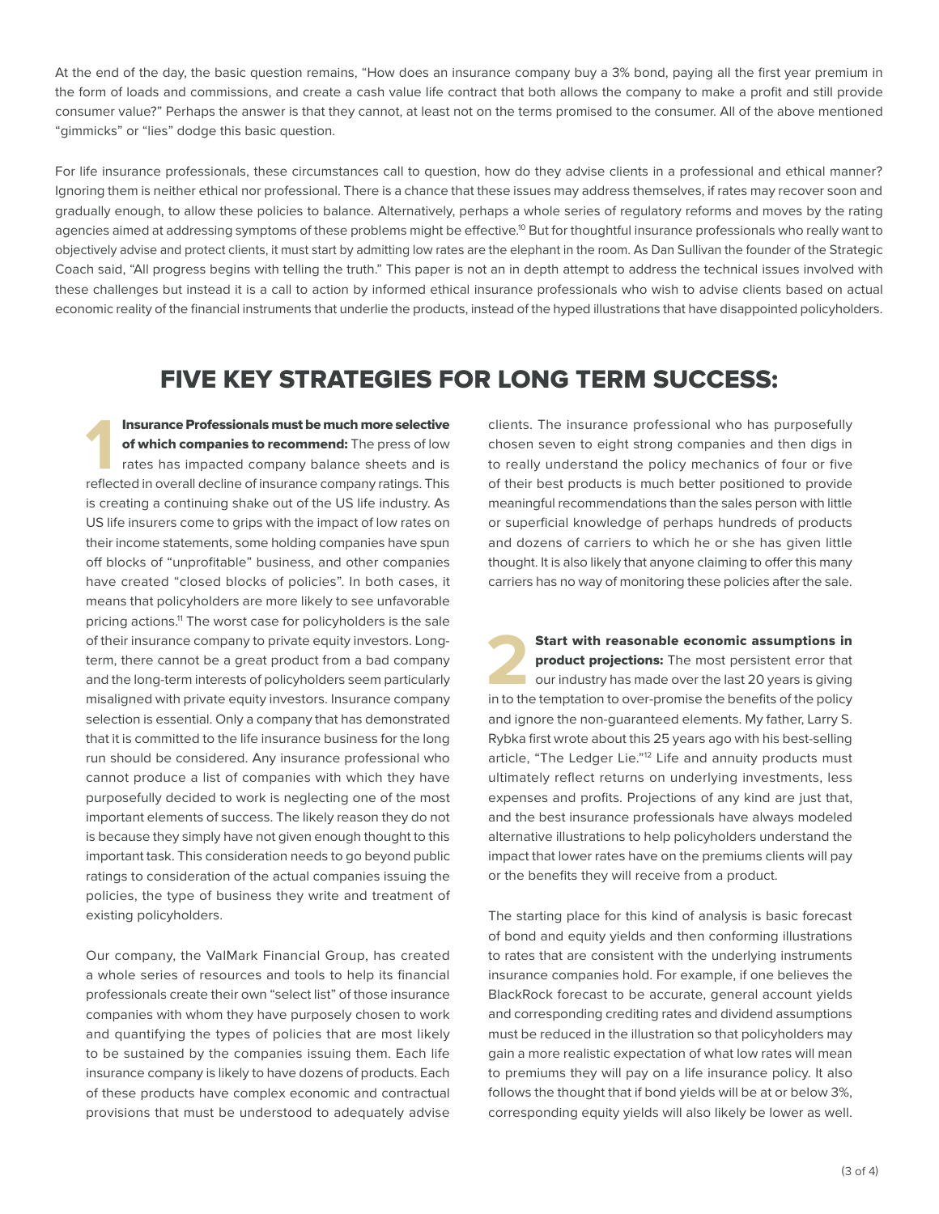At the end of the day, the basic question remains, "How does an insurance company buy a 3% bond, paying all the first year premium in the form of loads and commissions, and create a cash value life contract that both allows the company to make a profit and still provide consumer value?" Perhaps the answer is that they cannot, at least not on the terms promised to the consumer. All of the above mentioned "gimmicks" or "lies" dodge this basic question.

For life insurance professionals, these circumstances call to question, how do they advise clients in a professional and ethical manner? Ignoring them is neither ethical nor professional. There is a chance that these issues may address themselves, if rates may recover soon and gradually enough, to allow these policies to balance. Alternatively, perhaps a whole series of regulatory reforms and moves by the rating agencies aimed at addressing symptoms of these problems might be effective.[10] But for thoughtful insurance professionals who really want to objectively advise and protect clients, it must start by admitting low rates are the elephant in the room. As Dan Sullivan the founder of the Strategic Coach said, "All progress begins with telling the truth." This paper is not an in depth attempt to address the technical issues involved with these challenges but instead it is a call to action by informed ethical insurance professionals who wish to advise clients based on actual economic reality of the financial instruments that underlie the products, instead of the hyped illustrations that have disappointed policyholders.

## FIVE KEY STRATEGIES FOR LONG TERM SUCCESS:

**1 Insurance Professionals must be much more selective of which companies to recommend:** The press of low rates has impacted company balance sheets and is reflected in overall decline of insurance company ratings. This is creating a continuing shake out of the US life industry. As US life insurers come to grips with the impact of low rates on their income statements, some holding companies have spun off blocks of "unprofitable" business, and other companies have created "closed blocks of policies". In both cases, it means that policyholders are more likely to see unfavorable pricing actions.[11] The worst case for policyholders is the sale of their insurance company to private equity investors. Long-term, there cannot be a great product from a bad company and the long-term interests of policyholders seem particularly misaligned with private equity investors. Insurance company selection is essential. Only a company that has demonstrated that it is committed to the life insurance business for the long run should be considered. Any insurance professional who cannot produce a list of companies with which they have purposefully decided to work is neglecting one of the most important elements of success. The likely reason they do not is because they simply have not given enough thought to this important task. This consideration needs to go beyond public ratings to consideration of the actual companies issuing the policies, the type of business they write and treatment of existing policyholders.

Our company, the ValMark Financial Group, has created a whole series of resources and tools to help its financial professionals create their own "select list" of those insurance companies with whom they have purposely chosen to work and quantifying the types of policies that are most likely to be sustained by the companies issuing them. Each life insurance company is likely to have dozens of products. Each of these products have complex economic and contractual provisions that must be understood to adequately advise clients. The insurance professional who has purposefully chosen seven to eight strong companies and then digs in to really understand the policy mechanics of four or five of their best products is much better positioned to provide meaningful recommendations than the sales person with little or superficial knowledge of perhaps hundreds of products and dozens of carriers to which he or she has given little thought. It is also likely that anyone claiming to offer this many carriers has no way of monitoring these policies after the sale.

**2 Start with reasonable economic assumptions in product projections:** The most persistent error that our industry has made over the last 20 years is giving in to the temptation to over-promise the benefits of the policy and ignore the non-guaranteed elements. My father, Larry S. Rybka first wrote about this 25 years ago with his best-selling article, "The Ledger Lie."[12] Life and annuity products must ultimately reflect returns on underlying investments, less expenses and profits. Projections of any kind are just that, and the best insurance professionals have always modeled alternative illustrations to help policyholders understand the impact that lower rates have on the premiums clients will pay or the benefits they will receive from a product.

The starting place for this kind of analysis is basic forecast of bond and equity yields and then conforming illustrations to rates that are consistent with the underlying instruments insurance companies hold. For example, if one believes the BlackRock forecast to be accurate, general account yields and corresponding crediting rates and dividend assumptions must be reduced in the illustration so that policyholders may gain a more realistic expectation of what low rates will mean to premiums they will pay on a life insurance policy. It also follows the thought that if bond yields will be at or below 3%, corresponding equity yields will also likely be lower as well.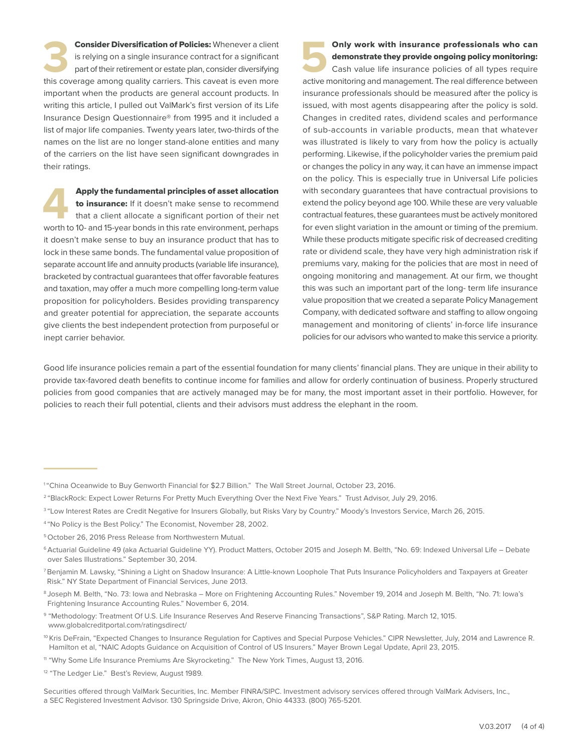**3 Consider Diversification of Policies:** Whenever a client is relying on a single insurance contract for a significant part of their retirement or estate plan, consider diversifying this coverage among quality carriers. This caveat is even more important when the products are general account products. In writing this article, I pulled out ValMark's first version of its Life Insurance Design Questionnaire® from 1995 and it included a list of major life companies. Twenty years later, two-thirds of the names on the list are no longer stand-alone entities and many of the carriers on the list have seen significant downgrades in their ratings.

**4 Apply the fundamental principles of asset allocation to insurance:** If it doesn't make sense to recommend that a client allocate a significant portion of their net worth to 10- and 15-year bonds in this rate environment, perhaps it doesn't make sense to buy an insurance product that has to lock in these same bonds. The fundamental value proposition of separate account life and annuity products (variable life insurance), bracketed by contractual guarantees that offer favorable features and taxation, may offer a much more compelling long-term value proposition for policyholders. Besides providing transparency and greater potential for appreciation, the separate accounts give clients the best independent protection from purposeful or inept carrier behavior.

**5 Only work with insurance professionals who can demonstrate they provide ongoing policy monitoring:** Cash value life insurance policies of all types require active monitoring and management. The real difference between insurance professionals should be measured after the policy is issued, with most agents disappearing after the policy is sold. Changes in credited rates, dividend scales and performance of sub-accounts in variable products, mean that whatever was illustrated is likely to vary from how the policy is actually performing. Likewise, if the policyholder varies the premium paid or changes the policy in any way, it can have an immense impact on the policy. This is especially true in Universal Life policies with secondary guarantees that have contractual provisions to extend the policy beyond age 100. While these are very valuable contractual features, these guarantees must be actively monitored for even slight variation in the amount or timing of the premium. While these products mitigate specific risk of decreased crediting rate or dividend scale, they have very high administration risk if premiums vary, making for the policies that are most in need of ongoing monitoring and management. At our firm, we thought this was such an important part of the long- term life insurance value proposition that we created a separate Policy Management Company, with dedicated software and staffing to allow ongoing management and monitoring of clients' in-force life insurance policies for our advisors who wanted to make this service a priority.

Good life insurance policies remain a part of the essential foundation for many clients' financial plans. They are unique in their ability to provide tax-favored death benefits to continue income for families and allow for orderly continuation of business. Properly structured policies from good companies that are actively managed may be for many, the most important asset in their portfolio. However, for policies to reach their full potential, clients and their advisors must address the elephant in the room.

---

[1] "China Oceanwide to Buy Genworth Financial for $2.7 Billion." The Wall Street Journal, October 23, 2016.

[2] "BlackRock: Expect Lower Returns For Pretty Much Everything Over the Next Five Years." Trust Advisor, July 29, 2016.

[3] "Low Interest Rates are Credit Negative for Insurers Globally, but Risks Vary by Country." Moody's Investors Service, March 26, 2015.

[4] "No Policy is the Best Policy." The Economist, November 28, 2002.

[5] October 26, 2016 Press Release from Northwestern Mutual.

[6] Actuarial Guideline 49 (aka Actuarial Guideline YY). Product Matters, October 2015 and Joseph M. Belth, "No. 69: Indexed Universal Life – Debate over Sales Illustrations." September 30, 2014.

[7] Benjamin M. Lawsky, "Shining a Light on Shadow Insurance: A Little-known Loophole That Puts Insurance Policyholders and Taxpayers at Greater Risk." NY State Department of Financial Services, June 2013.

[8] Joseph M. Belth, "No. 73: Iowa and Nebraska – More on Frightening Accounting Rules." November 19, 2014 and Joseph M. Belth, "No. 71: Iowa's Frightening Insurance Accounting Rules." November 6, 2014.

[9] "Methodology: Treatment Of U.S. Life Insurance Reserves And Reserve Financing Transactions", S&P Rating. March 12, 1015. www.globalcreditportal.com/ratingsdirect/

[10] Kris DeFrain, "Expected Changes to Insurance Regulation for Captives and Special Purpose Vehicles." CIPR Newsletter, July, 2014 and Lawrence R. Hamilton et al, "NAIC Adopts Guidance on Acquisition of Control of US Insurers." Mayer Brown Legal Update, April 23, 2015.

[11] "Why Some Life Insurance Premiums Are Skyrocketing." The New York Times, August 13, 2016.

[12] "The Ledger Lie." Best's Review, August 1989.

Securities offered through ValMark Securities, Inc. Member FINRA/SIPC. Investment advisory services offered through ValMark Advisers, Inc., a SEC Registered Investment Advisor. 130 Springside Drive, Akron, Ohio 44333. (800) 765-5201.

V.03.2017